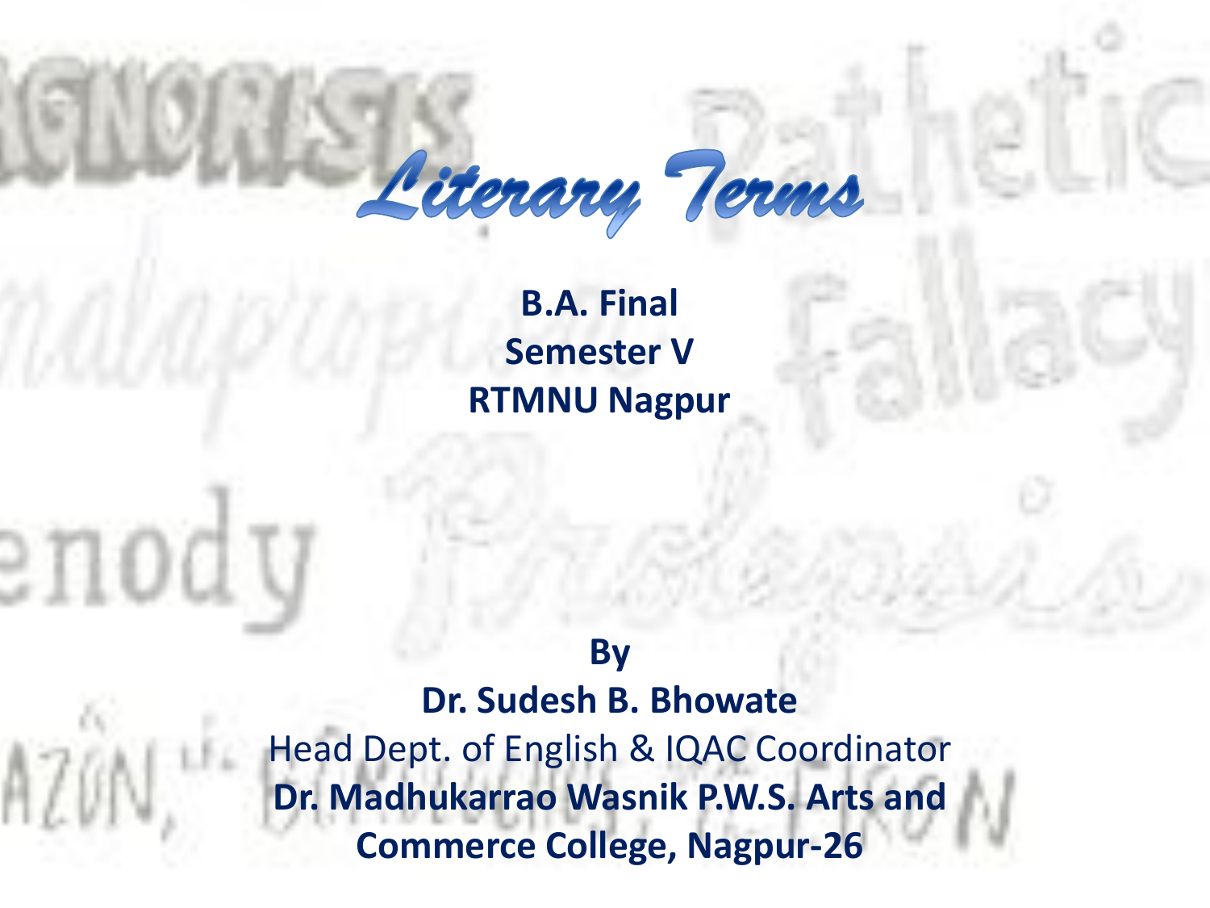# Literary Terms

**B.A. Final**
**Semester V**
**RTMNU Nagpur**

**By**
**Dr. Sudesh B. Bhowate**
Head Dept. of English & IQAC Coordinator
**Dr. Madhukarrao Wasnik P.W.S. Arts and Commerce College, Nagpur-26**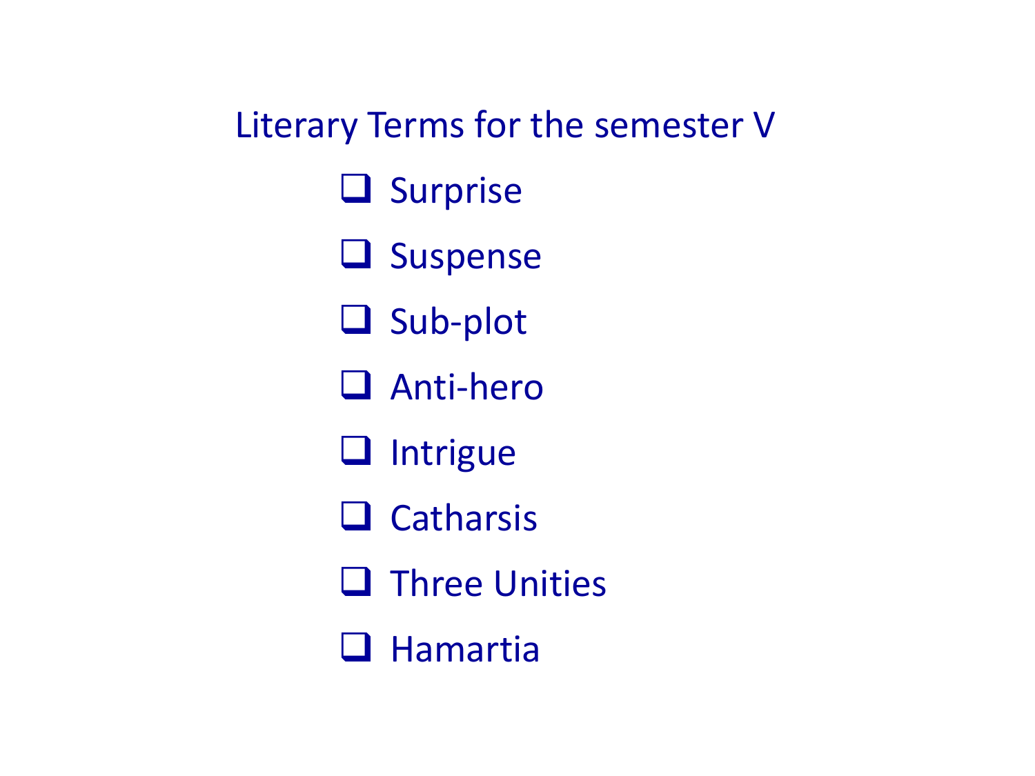## Literary Terms for the semester V

- Surprise
- Suspense
- Sub-plot
- Anti-hero
- Intrigue
- Catharsis
- Three Unities
- Hamartia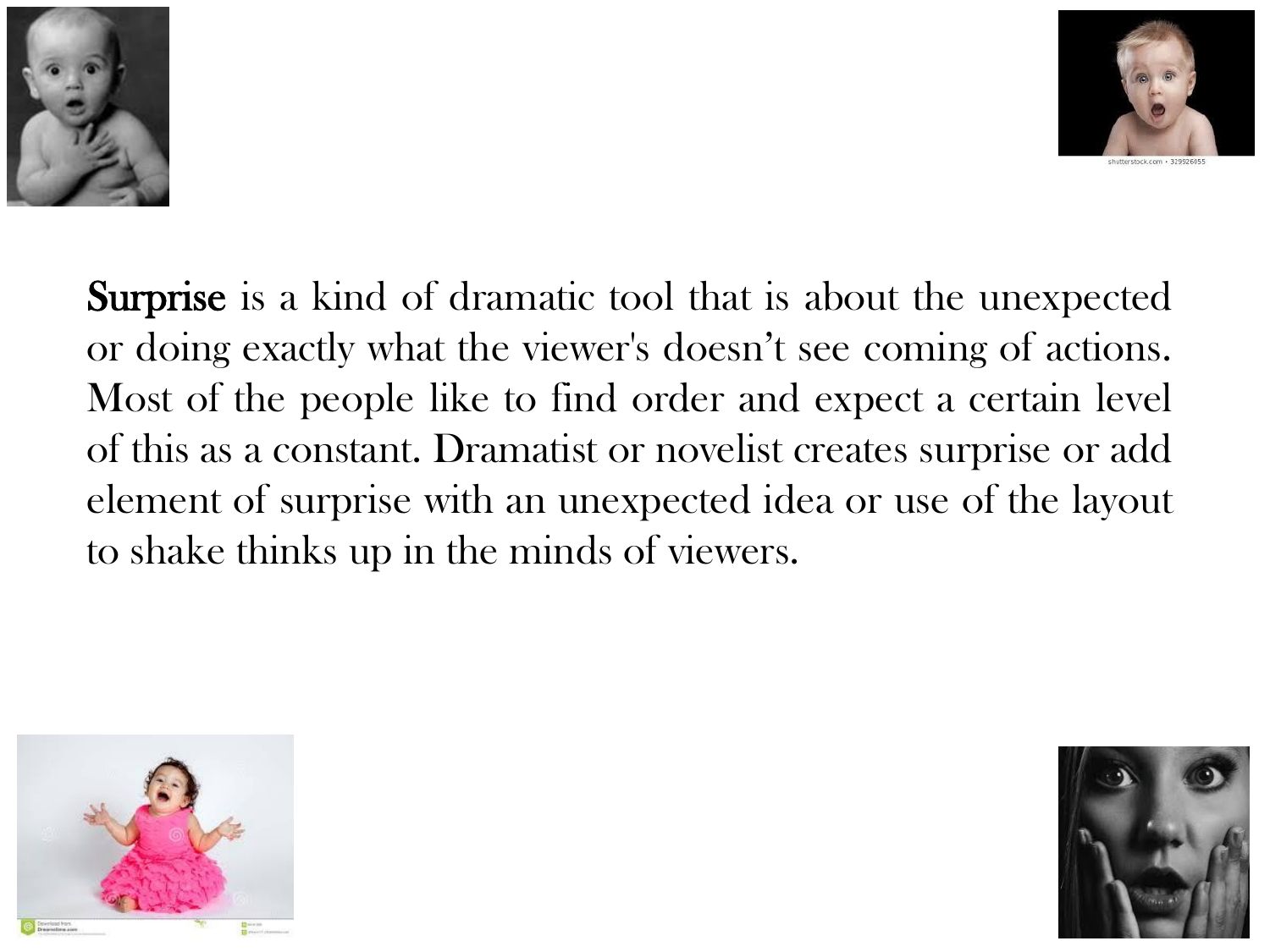**Surprise** is a kind of dramatic tool that is about the unexpected or doing exactly what the viewer's doesn't see coming of actions. Most of the people like to find order and expect a certain level of this as a constant. Dramatist or novelist creates surprise or add element of surprise with an unexpected idea or use of the layout to shake thinks up in the minds of viewers.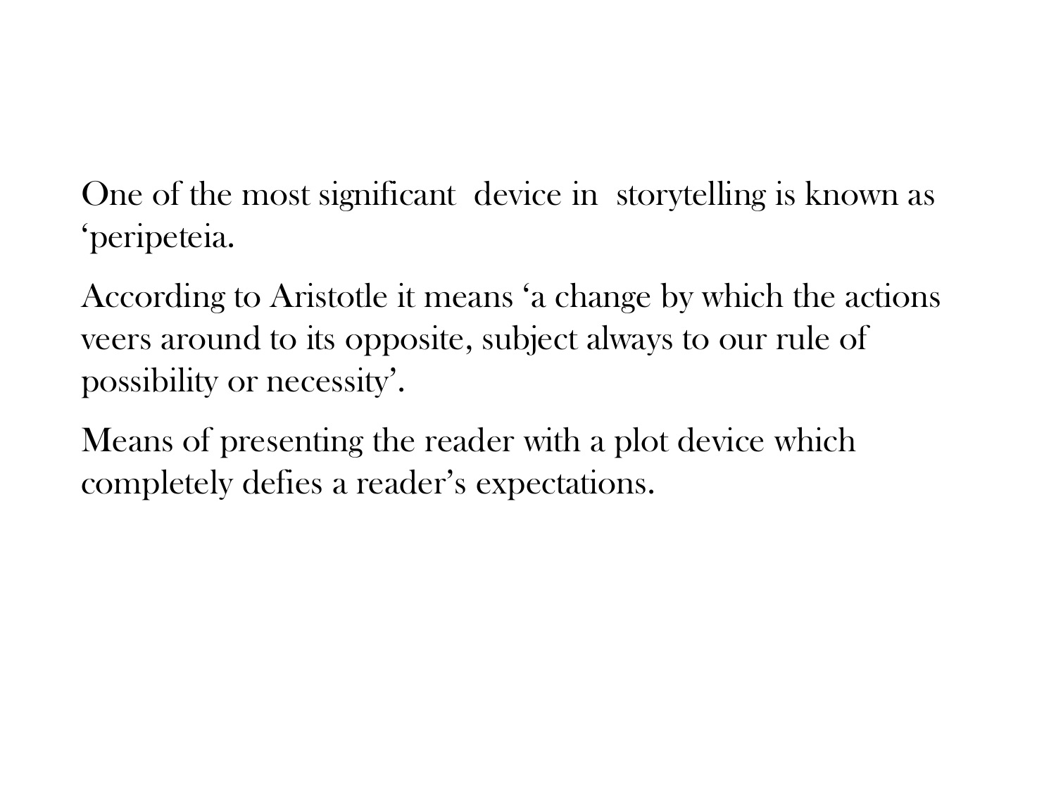One of the most significant device in storytelling is known as 'peripeteia.

According to Aristotle it means 'a change by which the actions veers around to its opposite, subject always to our rule of possibility or necessity'.

Means of presenting the reader with a plot device which completely defies a reader's expectations.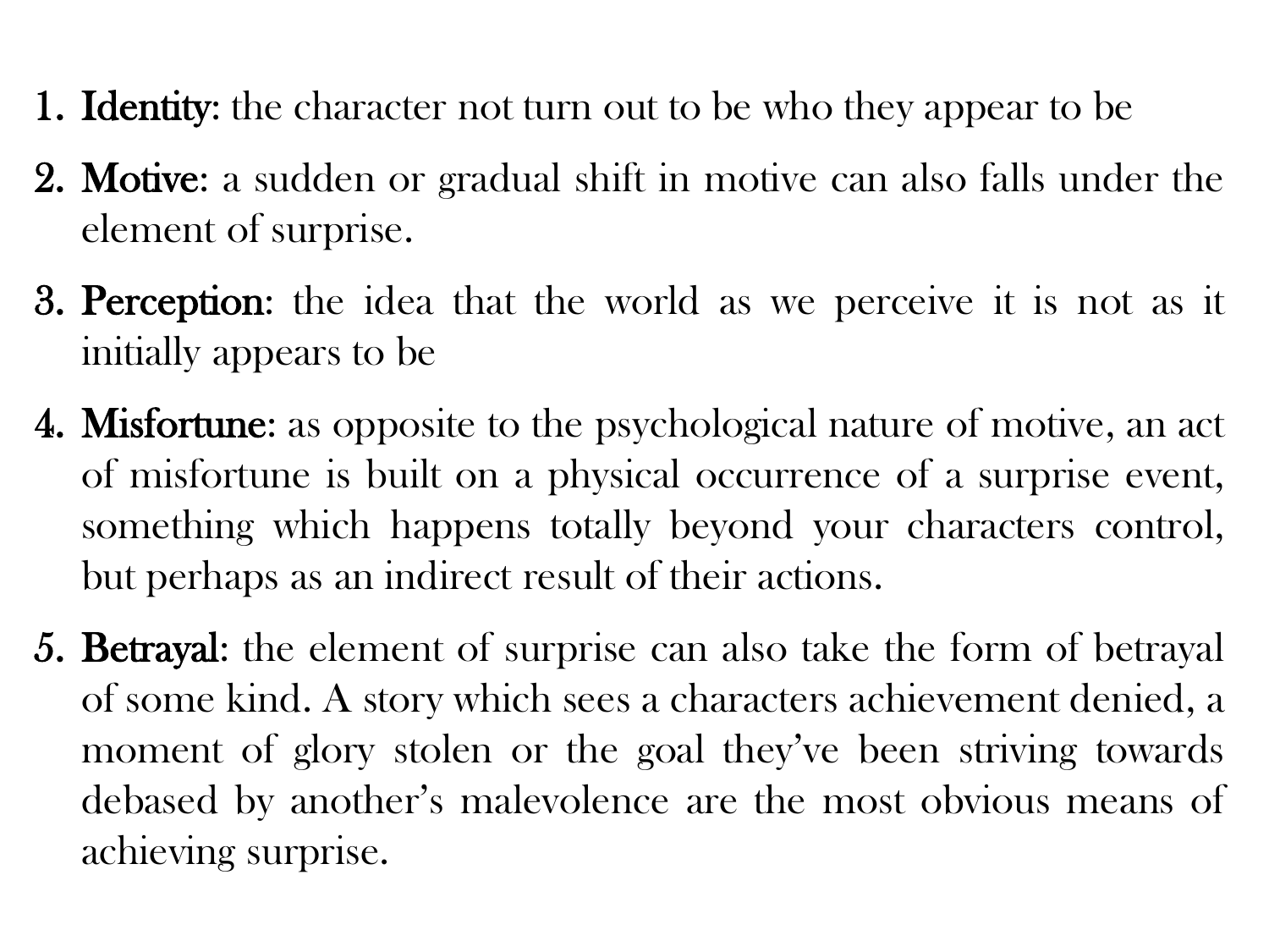1. **Identity**: the character not turn out to be who they appear to be
2. **Motive**: a sudden or gradual shift in motive can also falls under the element of surprise.
3. **Perception**: the idea that the world as we perceive it is not as it initially appears to be
4. **Misfortune**: as opposite to the psychological nature of motive, an act of misfortune is built on a physical occurrence of a surprise event, something which happens totally beyond your characters control, but perhaps as an indirect result of their actions.
5. **Betrayal**: the element of surprise can also take the form of betrayal of some kind. A story which sees a characters achievement denied, a moment of glory stolen or the goal they've been striving towards debased by another's malevolence are the most obvious means of achieving surprise.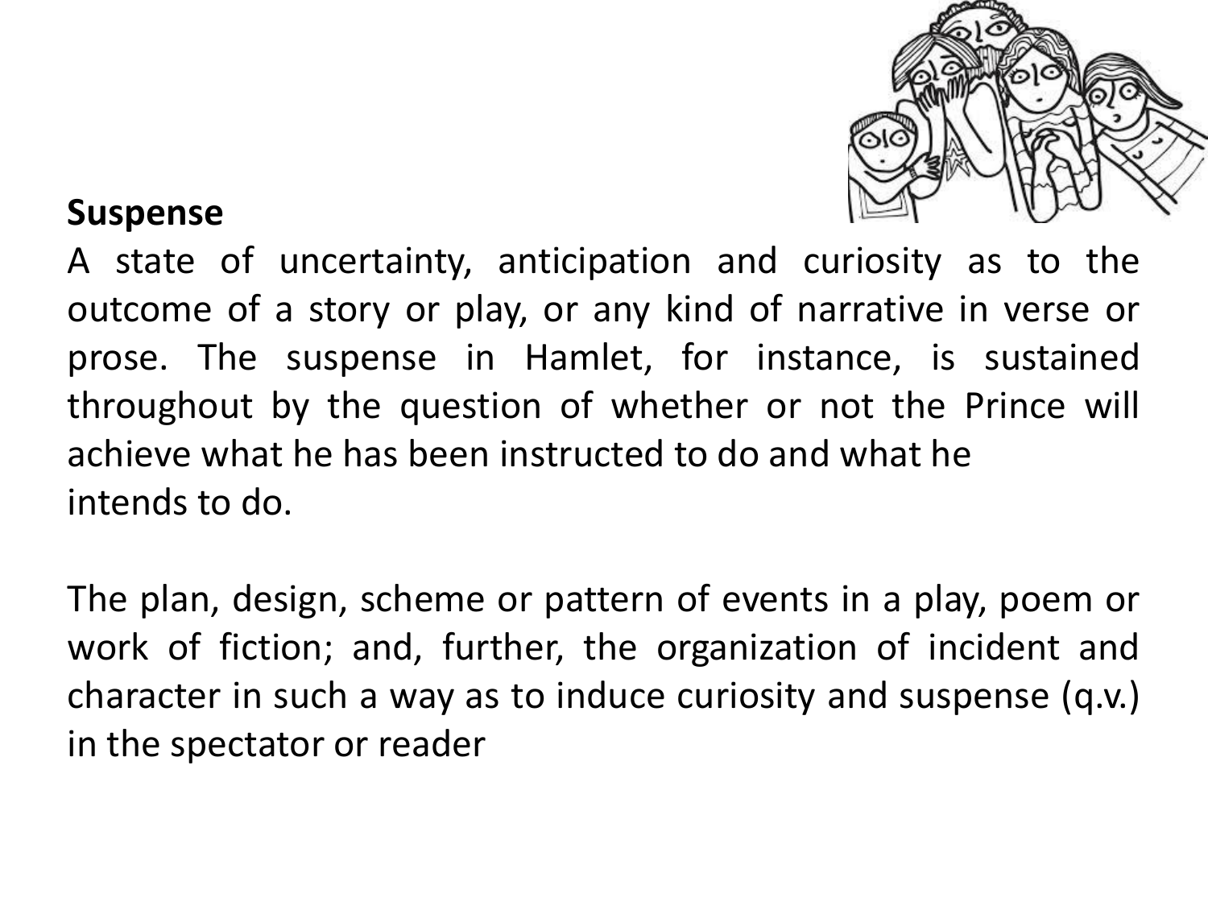**Suspense**

A state of uncertainty, anticipation and curiosity as to the outcome of a story or play, or any kind of narrative in verse or prose. The suspense in Hamlet, for instance, is sustained throughout by the question of whether or not the Prince will achieve what he has been instructed to do and what he intends to do.

The plan, design, scheme or pattern of events in a play, poem or work of fiction; and, further, the organization of incident and character in such a way as to induce curiosity and suspense (q.v.) in the spectator or reader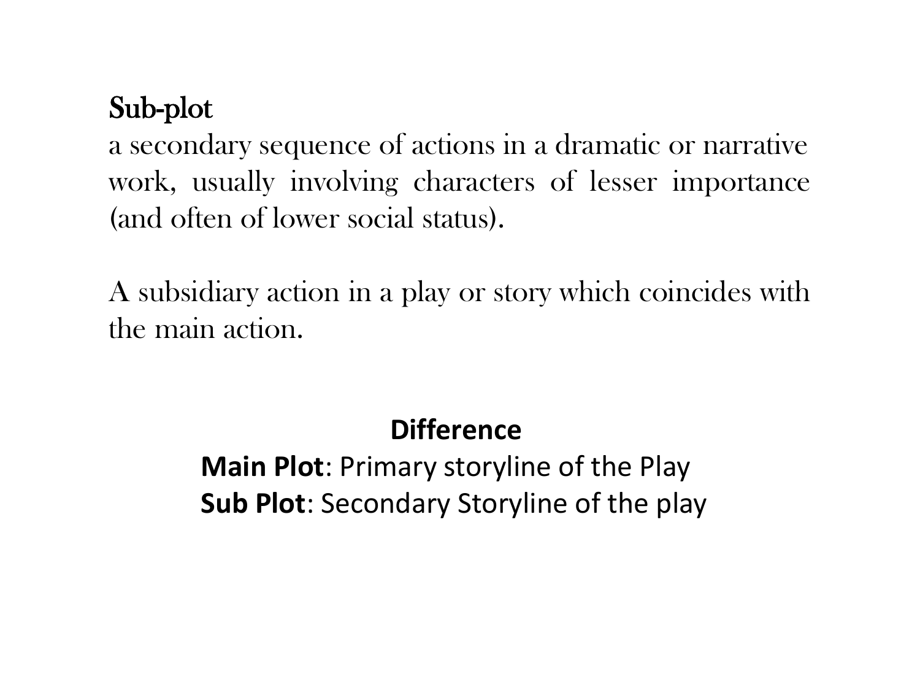## Sub-plot

a secondary sequence of actions in a dramatic or narrative work, usually involving characters of lesser importance (and often of lower social status).

A subsidiary action in a play or story which coincides with the main action.

### Difference

**Main Plot**: Primary storyline of the Play
**Sub Plot**: Secondary Storyline of the play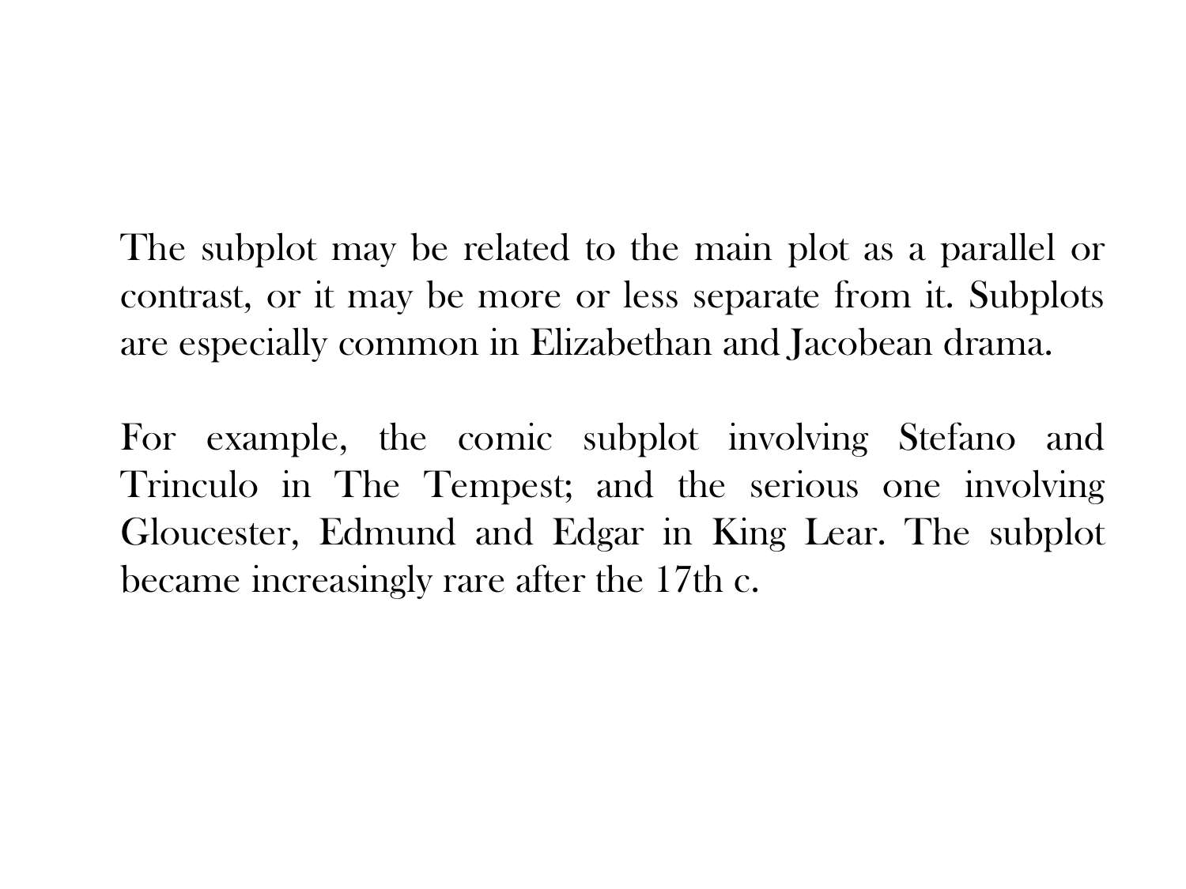The subplot may be related to the main plot as a parallel or contrast, or it may be more or less separate from it. Subplots are especially common in Elizabethan and Jacobean drama.

For example, the comic subplot involving Stefano and Trinculo in The Tempest; and the serious one involving Gloucester, Edmund and Edgar in King Lear. The subplot became increasingly rare after the 17th c.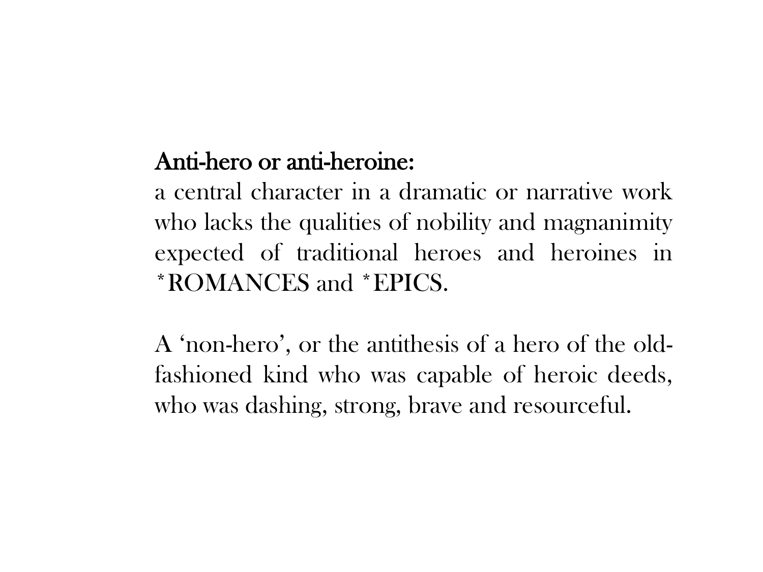**Anti-hero or anti-heroine:**

a central character in a dramatic or narrative work who lacks the qualities of nobility and magnanimity expected of traditional heroes and heroines in *ROMANCES and *EPICS.

A 'non-hero', or the antithesis of a hero of the old-fashioned kind who was capable of heroic deeds, who was dashing, strong, brave and resourceful.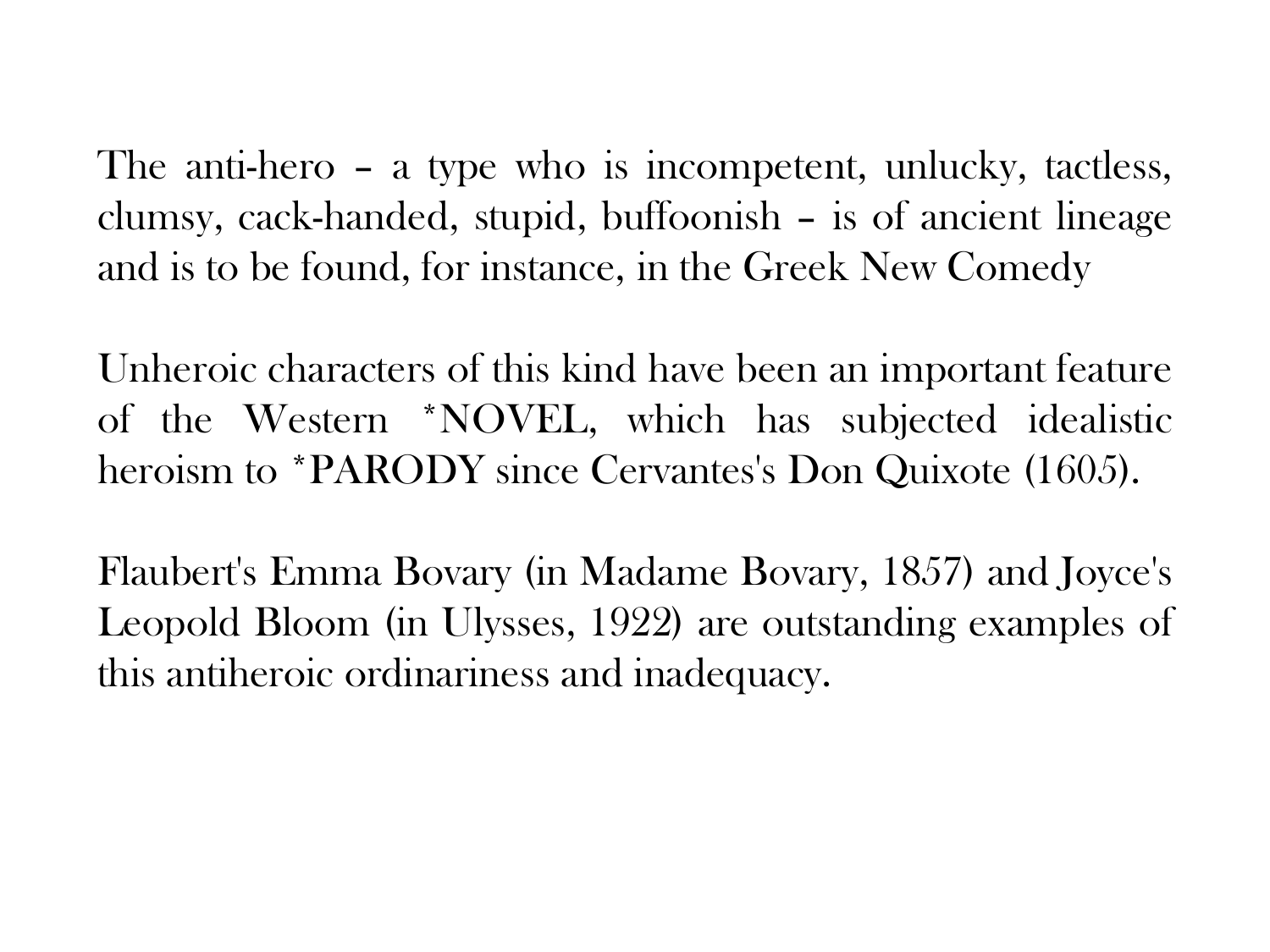The anti-hero – a type who is incompetent, unlucky, tactless, clumsy, cack-handed, stupid, buffoonish – is of ancient lineage and is to be found, for instance, in the Greek New Comedy

Unheroic characters of this kind have been an important feature of the Western *NOVEL, which has subjected idealistic heroism to *PARODY since Cervantes's Don Quixote (1605).

Flaubert's Emma Bovary (in Madame Bovary, 1857) and Joyce's Leopold Bloom (in Ulysses, 1922) are outstanding examples of this antiheroic ordinariness and inadequacy.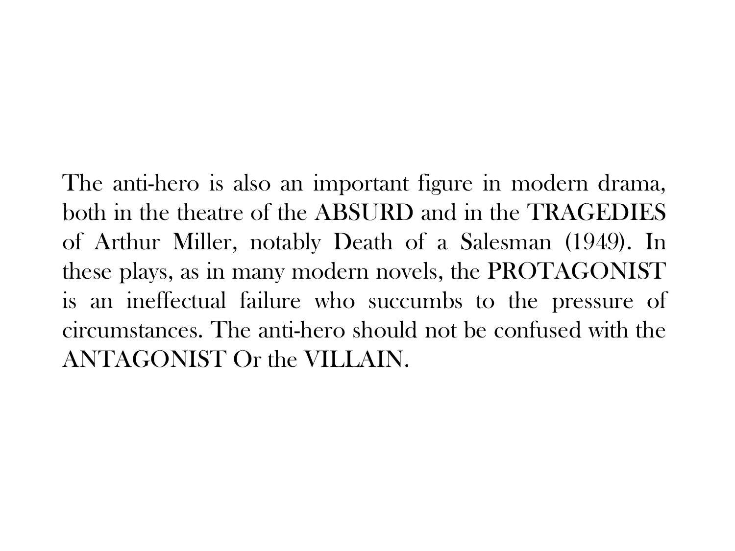The anti-hero is also an important figure in modern drama, both in the theatre of the ABSURD and in the TRAGEDIES of Arthur Miller, notably Death of a Salesman (1949). In these plays, as in many modern novels, the PROTAGONIST is an ineffectual failure who succumbs to the pressure of circumstances. The anti-hero should not be confused with the ANTAGONIST Or the VILLAIN.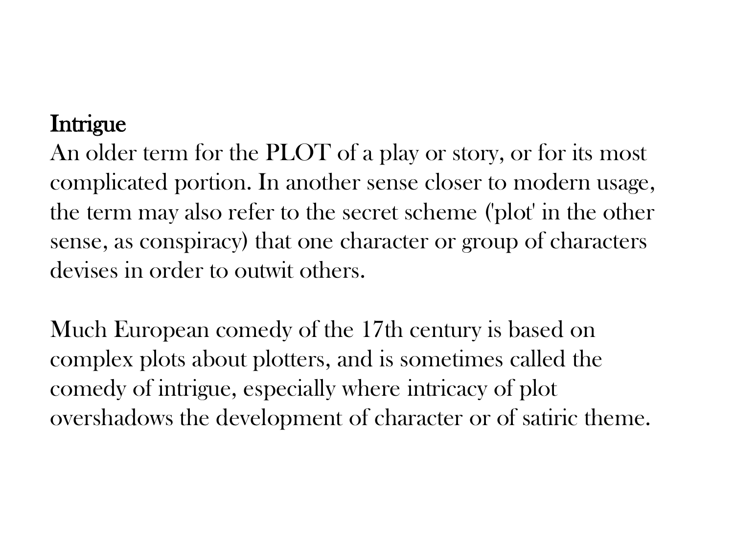## Intrigue

An older term for the PLOT of a play or story, or for its most complicated portion. In another sense closer to modern usage, the term may also refer to the secret scheme ('plot' in the other sense, as conspiracy) that one character or group of characters devises in order to outwit others.

Much European comedy of the 17th century is based on complex plots about plotters, and is sometimes called the comedy of intrigue, especially where intricacy of plot overshadows the development of character or of satiric theme.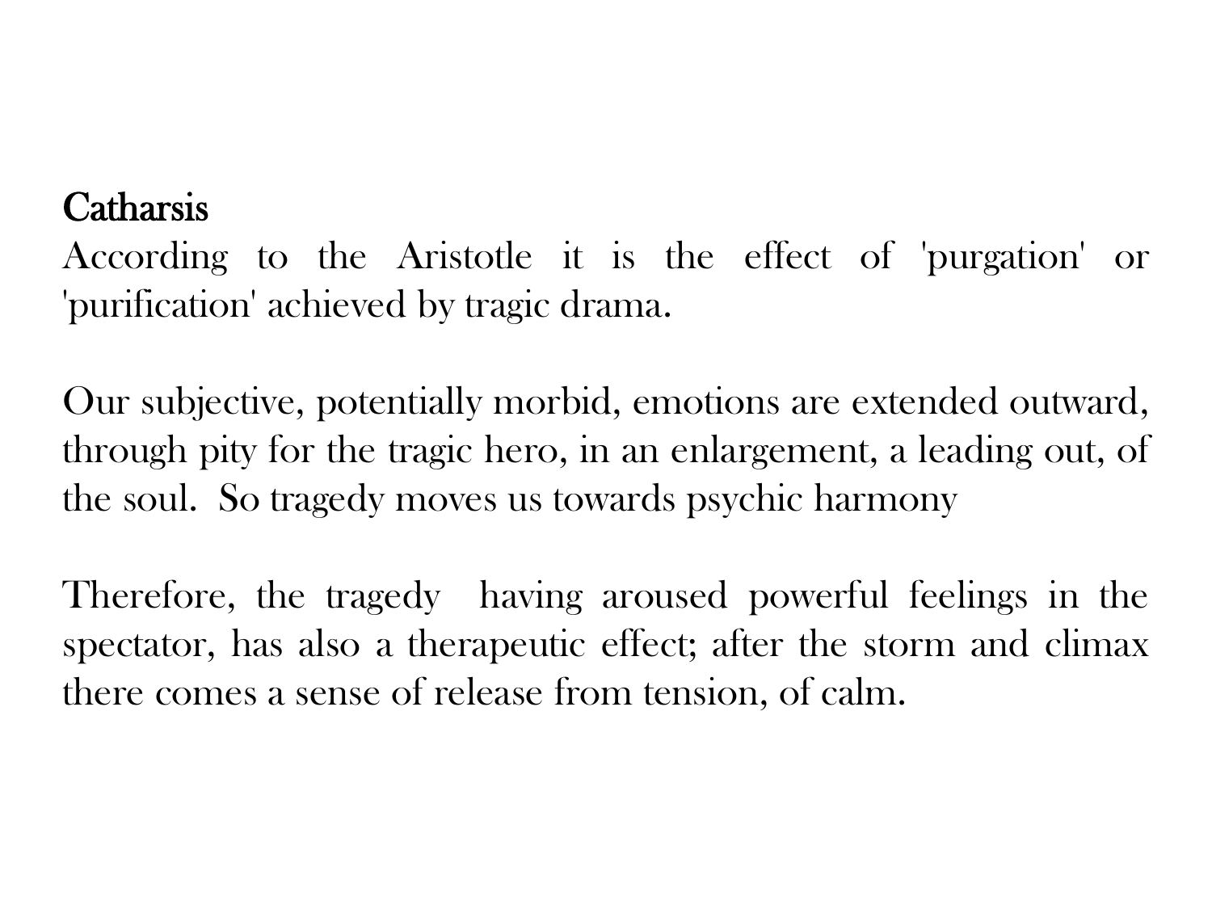## Catharsis

According to the Aristotle it is the effect of 'purgation' or 'purification' achieved by tragic drama.

Our subjective, potentially morbid, emotions are extended outward, through pity for the tragic hero, in an enlargement, a leading out, of the soul. So tragedy moves us towards psychic harmony

Therefore, the tragedy having aroused powerful feelings in the spectator, has also a therapeutic effect; after the storm and climax there comes a sense of release from tension, of calm.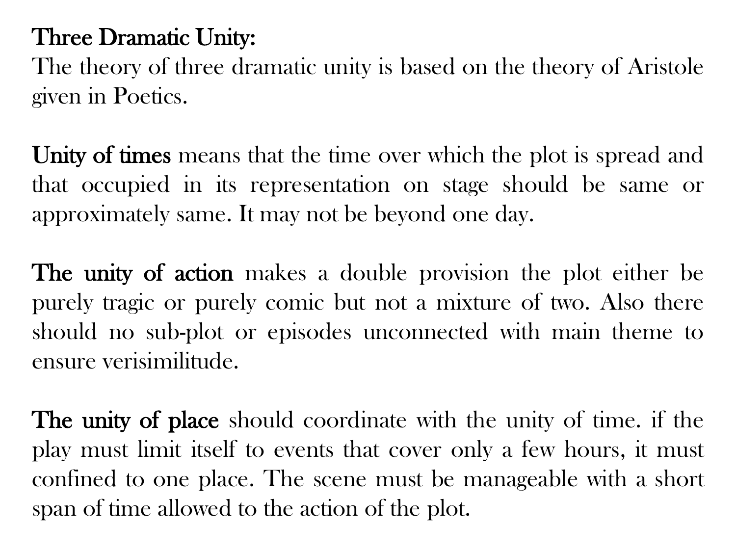**Three Dramatic Unity:**
The theory of three dramatic unity is based on the theory of Aristole given in Poetics.

**Unity of times** means that the time over which the plot is spread and that occupied in its representation on stage should be same or approximately same. It may not be beyond one day.

**The unity of action** makes a double provision the plot either be purely tragic or purely comic but not a mixture of two. Also there should no sub-plot or episodes unconnected with main theme to ensure verisimilitude.

**The unity of place** should coordinate with the unity of time. if the play must limit itself to events that cover only a few hours, it must confined to one place. The scene must be manageable with a short span of time allowed to the action of the plot.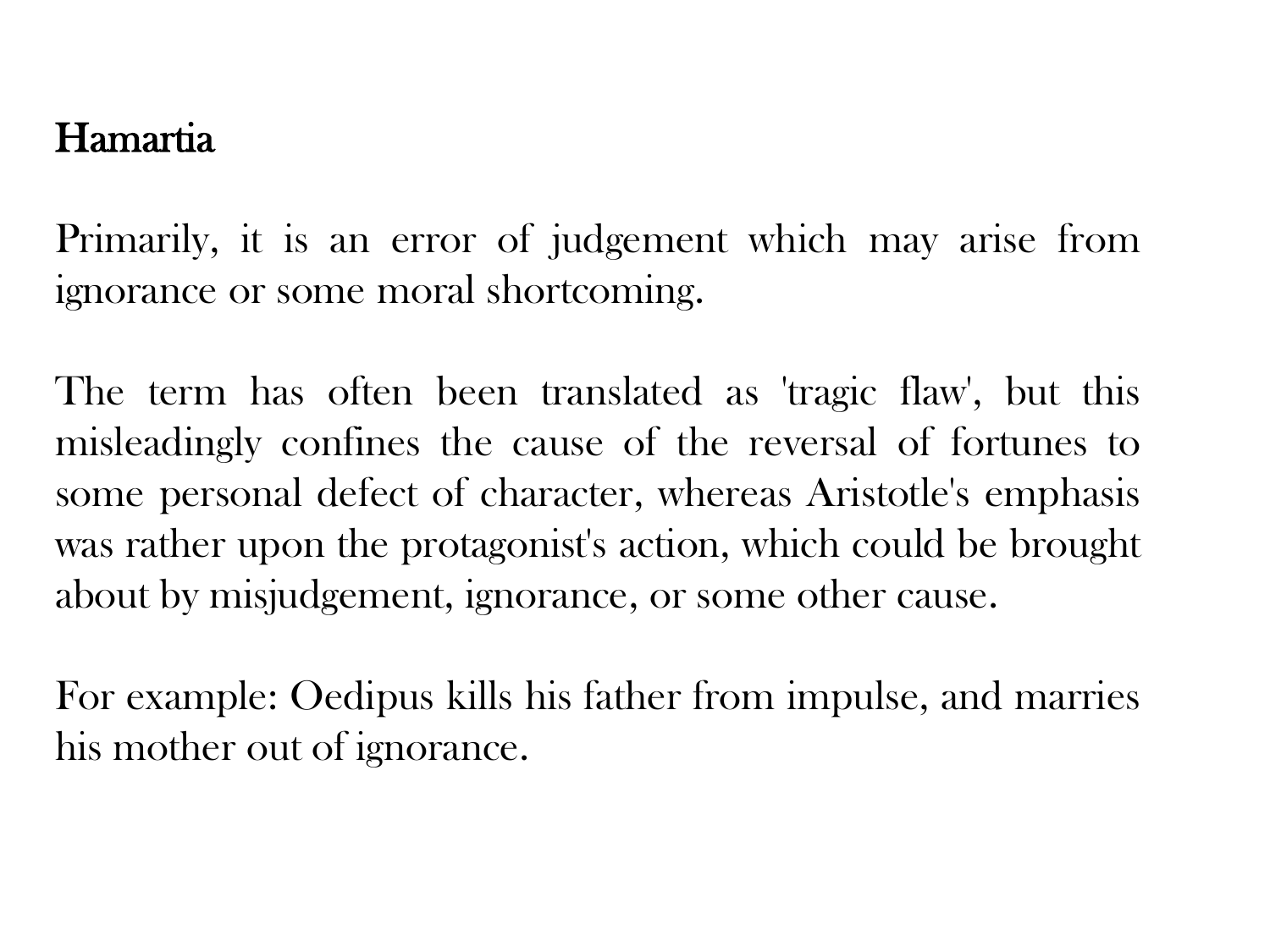## Hamartia

Primarily, it is an error of judgement which may arise from ignorance or some moral shortcoming.

The term has often been translated as 'tragic flaw', but this misleadingly confines the cause of the reversal of fortunes to some personal defect of character, whereas Aristotle's emphasis was rather upon the protagonist's action, which could be brought about by misjudgement, ignorance, or some other cause.

For example: Oedipus kills his father from impulse, and marries his mother out of ignorance.